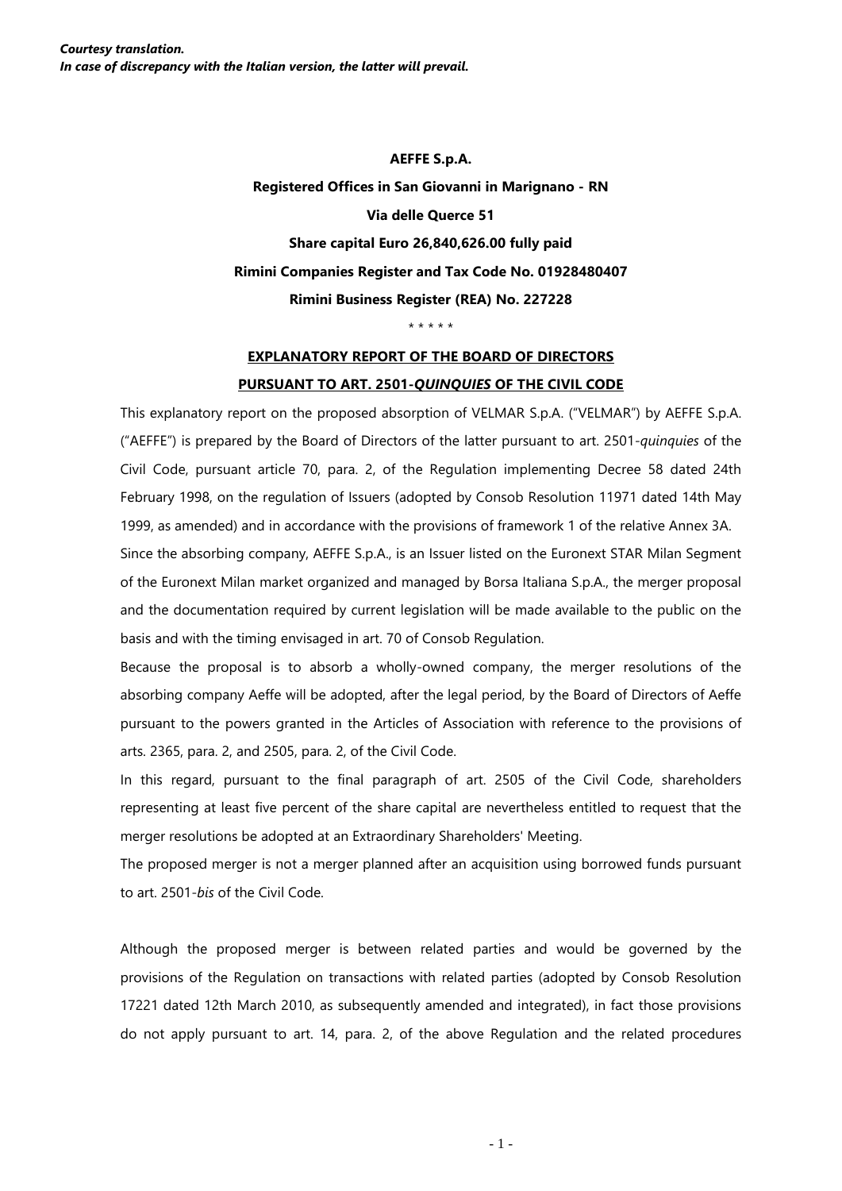***Courtesy translation.***
***In case of discrepancy with the Italian version, the latter will prevail.***

**AEFFE S.p.A.**

**Registered Offices in San Giovanni in Marignano - RN**

**Via delle Querce 51**

**Share capital Euro 26,840,626.00 fully paid**

**Rimini Companies Register and Tax Code No. 01928480407**

**Rimini Business Register (REA) No. 227228**

\* \* \* \* \*

## EXPLANATORY REPORT OF THE BOARD OF DIRECTORS PURSUANT TO ART. 2501-*QUINQUIES* OF THE CIVIL CODE

This explanatory report on the proposed absorption of VELMAR S.p.A. ("VELMAR") by AEFFE S.p.A. ("AEFFE") is prepared by the Board of Directors of the latter pursuant to art. 2501-*quinquies* of the Civil Code, pursuant article 70, para. 2, of the Regulation implementing Decree 58 dated 24th February 1998, on the regulation of Issuers (adopted by Consob Resolution 11971 dated 14th May 1999, as amended) and in accordance with the provisions of framework 1 of the relative Annex 3A.

Since the absorbing company, AEFFE S.p.A., is an Issuer listed on the Euronext STAR Milan Segment of the Euronext Milan market organized and managed by Borsa Italiana S.p.A., the merger proposal and the documentation required by current legislation will be made available to the public on the basis and with the timing envisaged in art. 70 of Consob Regulation.

Because the proposal is to absorb a wholly-owned company, the merger resolutions of the absorbing company Aeffe will be adopted, after the legal period, by the Board of Directors of Aeffe pursuant to the powers granted in the Articles of Association with reference to the provisions of arts. 2365, para. 2, and 2505, para. 2, of the Civil Code.

In this regard, pursuant to the final paragraph of art. 2505 of the Civil Code, shareholders representing at least five percent of the share capital are nevertheless entitled to request that the merger resolutions be adopted at an Extraordinary Shareholders' Meeting.

The proposed merger is not a merger planned after an acquisition using borrowed funds pursuant to art. 2501-*bis* of the Civil Code.

Although the proposed merger is between related parties and would be governed by the provisions of the Regulation on transactions with related parties (adopted by Consob Resolution 17221 dated 12th March 2010, as subsequently amended and integrated), in fact those provisions do not apply pursuant to art. 14, para. 2, of the above Regulation and the related procedures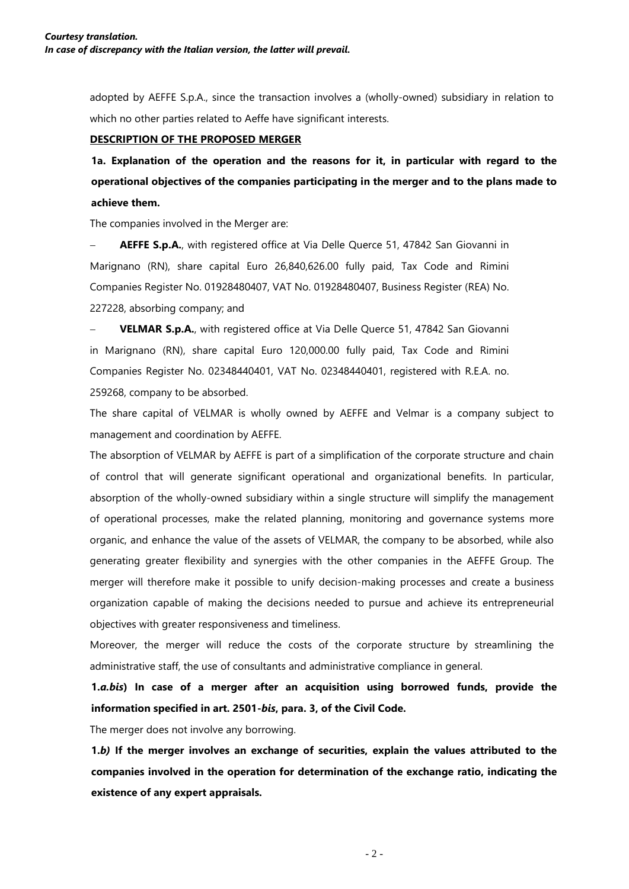***Courtesy translation.***
***In case of discrepancy with the Italian version, the latter will prevail.***

adopted by AEFFE S.p.A., since the transaction involves a (wholly-owned) subsidiary in relation to which no other parties related to Aeffe have significant interests.

**DESCRIPTION OF THE PROPOSED MERGER**

**1a. Explanation of the operation and the reasons for it, in particular with regard to the operational objectives of the companies participating in the merger and to the plans made to achieve them.**

The companies involved in the Merger are:

- **AEFFE S.p.A.**, with registered office at Via Delle Querce 51, 47842 San Giovanni in Marignano (RN), share capital Euro 26,840,626.00 fully paid, Tax Code and Rimini Companies Register No. 01928480407, VAT No. 01928480407, Business Register (REA) No. 227228, absorbing company; and
- **VELMAR S.p.A.**, with registered office at Via Delle Querce 51, 47842 San Giovanni in Marignano (RN), share capital Euro 120,000.00 fully paid, Tax Code and Rimini Companies Register No. 02348440401, VAT No. 02348440401, registered with R.E.A. no. 259268, company to be absorbed.

The share capital of VELMAR is wholly owned by AEFFE and Velmar is a company subject to management and coordination by AEFFE.

The absorption of VELMAR by AEFFE is part of a simplification of the corporate structure and chain of control that will generate significant operational and organizational benefits. In particular, absorption of the wholly-owned subsidiary within a single structure will simplify the management of operational processes, make the related planning, monitoring and governance systems more organic, and enhance the value of the assets of VELMAR, the company to be absorbed, while also generating greater flexibility and synergies with the other companies in the AEFFE Group. The merger will therefore make it possible to unify decision-making processes and create a business organization capable of making the decisions needed to pursue and achieve its entrepreneurial objectives with greater responsiveness and timeliness.

Moreover, the merger will reduce the costs of the corporate structure by streamlining the administrative staff, the use of consultants and administrative compliance in general.

**1.*a.bis*) In case of a merger after an acquisition using borrowed funds, provide the information specified in art. 2501-*bis*, para. 3, of the Civil Code.**

The merger does not involve any borrowing.

**1.*b)* If the merger involves an exchange of securities, explain the values attributed to the companies involved in the operation for determination of the exchange ratio, indicating the existence of any expert appraisals.**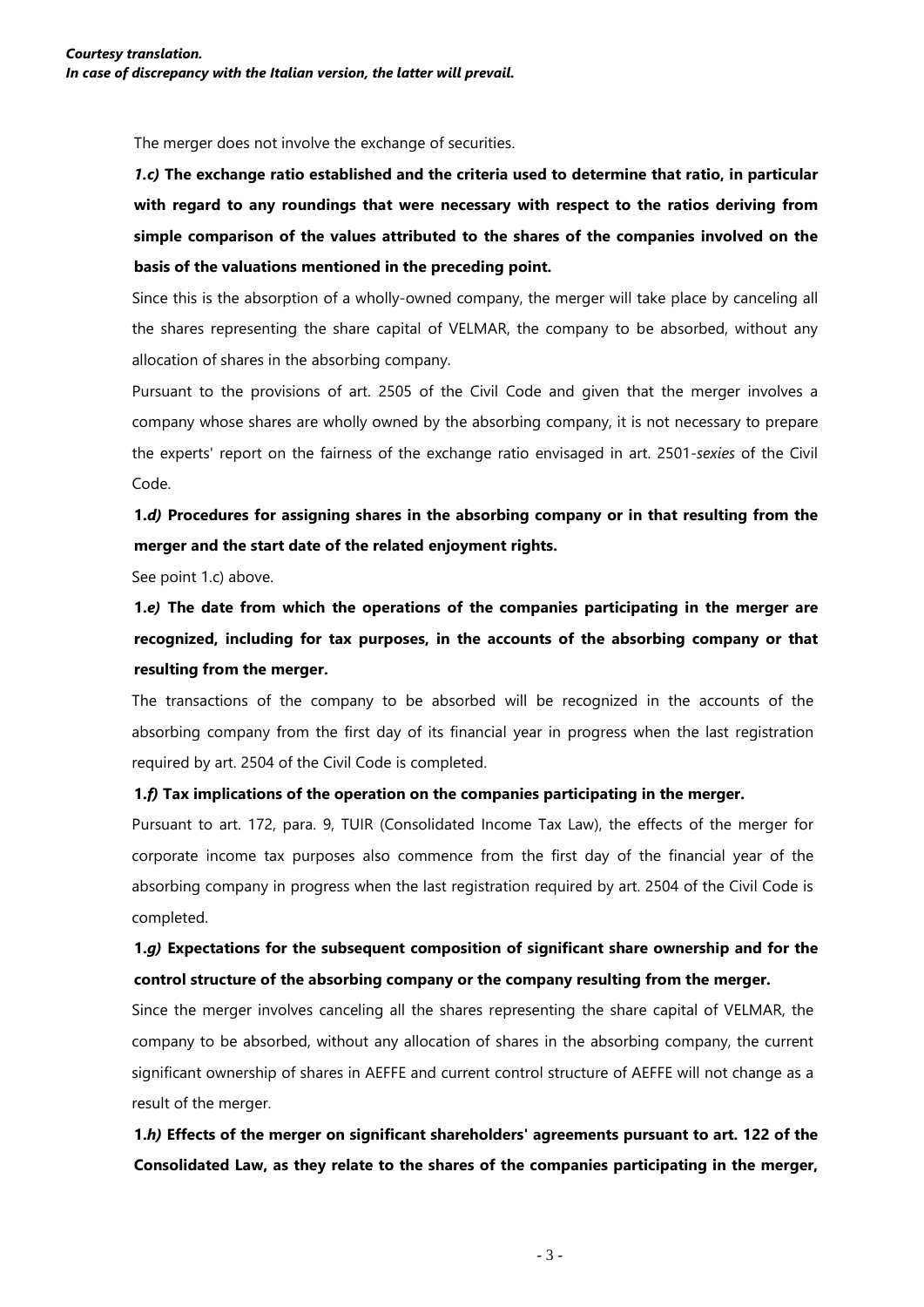The merger does not involve the exchange of securities.

***1.c)* The exchange ratio established and the criteria used to determine that ratio, in particular with regard to any roundings that were necessary with respect to the ratios deriving from simple comparison of the values attributed to the shares of the companies involved on the basis of the valuations mentioned in the preceding point.**

Since this is the absorption of a wholly-owned company, the merger will take place by canceling all the shares representing the share capital of VELMAR, the company to be absorbed, without any allocation of shares in the absorbing company.

Pursuant to the provisions of art. 2505 of the Civil Code and given that the merger involves a company whose shares are wholly owned by the absorbing company, it is not necessary to prepare the experts' report on the fairness of the exchange ratio envisaged in art. 2501-*sexies* of the Civil Code.

**1.*d)* Procedures for assigning shares in the absorbing company or in that resulting from the merger and the start date of the related enjoyment rights.**

See point 1.c) above.

**1.*e)* The date from which the operations of the companies participating in the merger are recognized, including for tax purposes, in the accounts of the absorbing company or that resulting from the merger.**

The transactions of the company to be absorbed will be recognized in the accounts of the absorbing company from the first day of its financial year in progress when the last registration required by art. 2504 of the Civil Code is completed.

**1.*f)* Tax implications of the operation on the companies participating in the merger.**

Pursuant to art. 172, para. 9, TUIR (Consolidated Income Tax Law), the effects of the merger for corporate income tax purposes also commence from the first day of the financial year of the absorbing company in progress when the last registration required by art. 2504 of the Civil Code is completed.

**1.*g)* Expectations for the subsequent composition of significant share ownership and for the control structure of the absorbing company or the company resulting from the merger.**

Since the merger involves canceling all the shares representing the share capital of VELMAR, the company to be absorbed, without any allocation of shares in the absorbing company, the current significant ownership of shares in AEFFE and current control structure of AEFFE will not change as a result of the merger.

**1.*h)* Effects of the merger on significant shareholders' agreements pursuant to art. 122 of the Consolidated Law, as they relate to the shares of the companies participating in the merger,**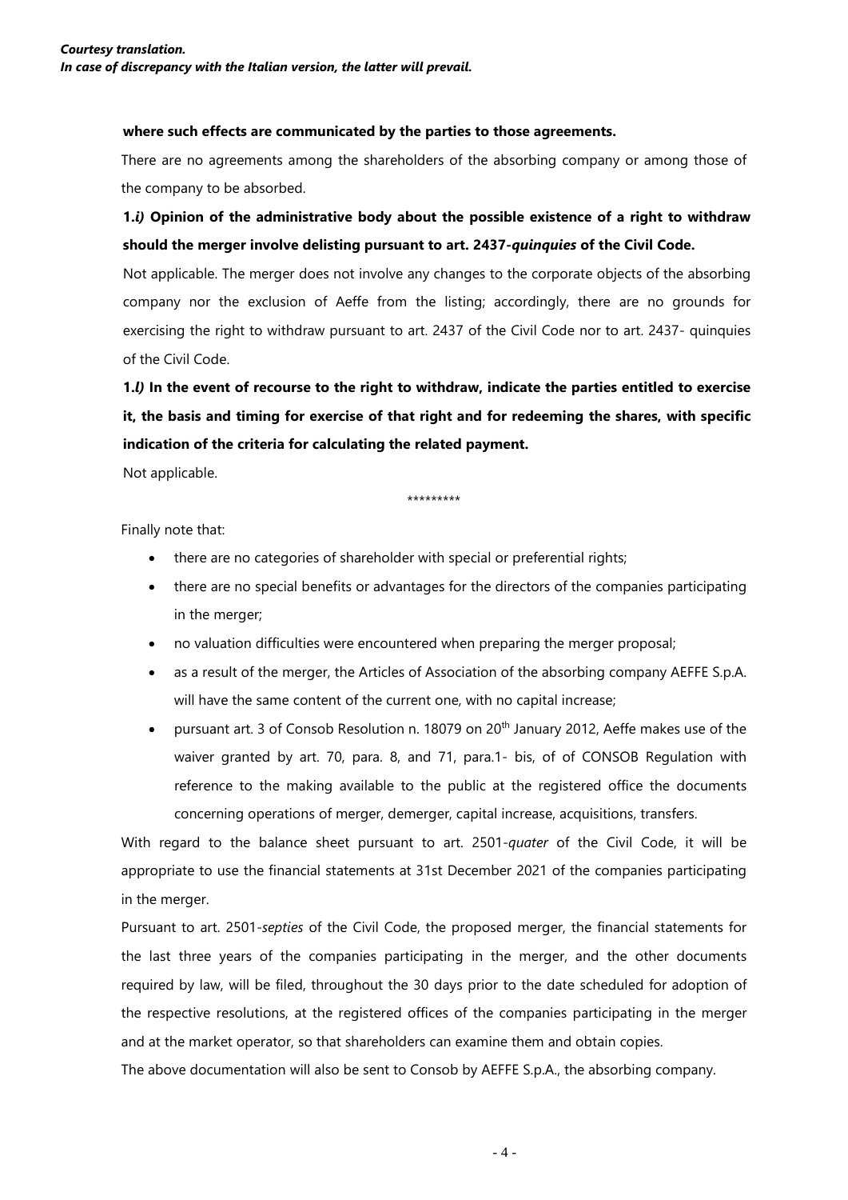**where such effects are communicated by the parties to those agreements.**

There are no agreements among the shareholders of the absorbing company or among those of the company to be absorbed.

**1.*i)* Opinion of the administrative body about the possible existence of a right to withdraw should the merger involve delisting pursuant to art. 2437-*quinquies* of the Civil Code.**

Not applicable. The merger does not involve any changes to the corporate objects of the absorbing company nor the exclusion of Aeffe from the listing; accordingly, there are no grounds for exercising the right to withdraw pursuant to art. 2437 of the Civil Code nor to art. 2437- quinquies of the Civil Code.

**1.*l)* In the event of recourse to the right to withdraw, indicate the parties entitled to exercise it, the basis and timing for exercise of that right and for redeeming the shares, with specific indication of the criteria for calculating the related payment.**

Not applicable.

*********

Finally note that:

- there are no categories of shareholder with special or preferential rights;
- there are no special benefits or advantages for the directors of the companies participating in the merger;
- no valuation difficulties were encountered when preparing the merger proposal;
- as a result of the merger, the Articles of Association of the absorbing company AEFFE S.p.A. will have the same content of the current one, with no capital increase;
- pursuant art. 3 of Consob Resolution n. 18079 on 20th January 2012, Aeffe makes use of the waiver granted by art. 70, para. 8, and 71, para.1- bis, of of CONSOB Regulation with reference to the making available to the public at the registered office the documents concerning operations of merger, demerger, capital increase, acquisitions, transfers.

With regard to the balance sheet pursuant to art. 2501-*quater* of the Civil Code, it will be appropriate to use the financial statements at 31st December 2021 of the companies participating in the merger.

Pursuant to art. 2501-*septies* of the Civil Code, the proposed merger, the financial statements for the last three years of the companies participating in the merger, and the other documents required by law, will be filed, throughout the 30 days prior to the date scheduled for adoption of the respective resolutions, at the registered offices of the companies participating in the merger and at the market operator, so that shareholders can examine them and obtain copies.

The above documentation will also be sent to Consob by AEFFE S.p.A., the absorbing company.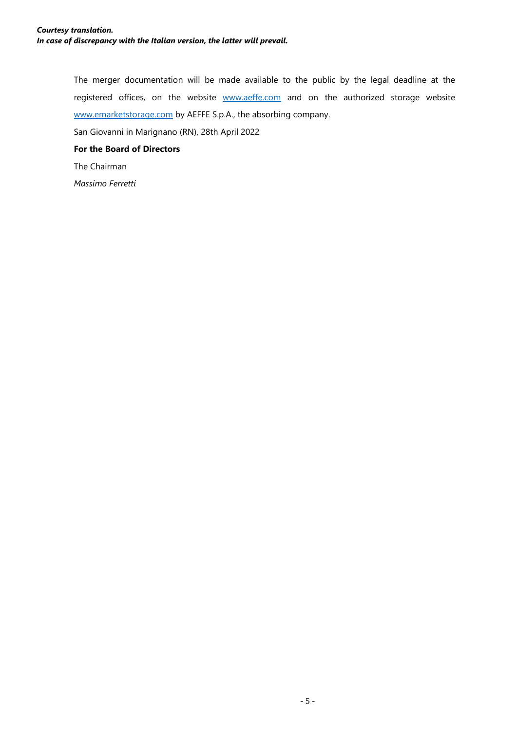The merger documentation will be made available to the public by the legal deadline at the registered offices, on the website [www.aeffe.com](http://www.aeffe.com) and on the authorized storage website [www.emarketstorage.com](http://www.emarketstorage.com) by AEFFE S.p.A., the absorbing company.

San Giovanni in Marignano (RN), 28th April 2022

**For the Board of Directors**

The Chairman

*Massimo Ferretti*